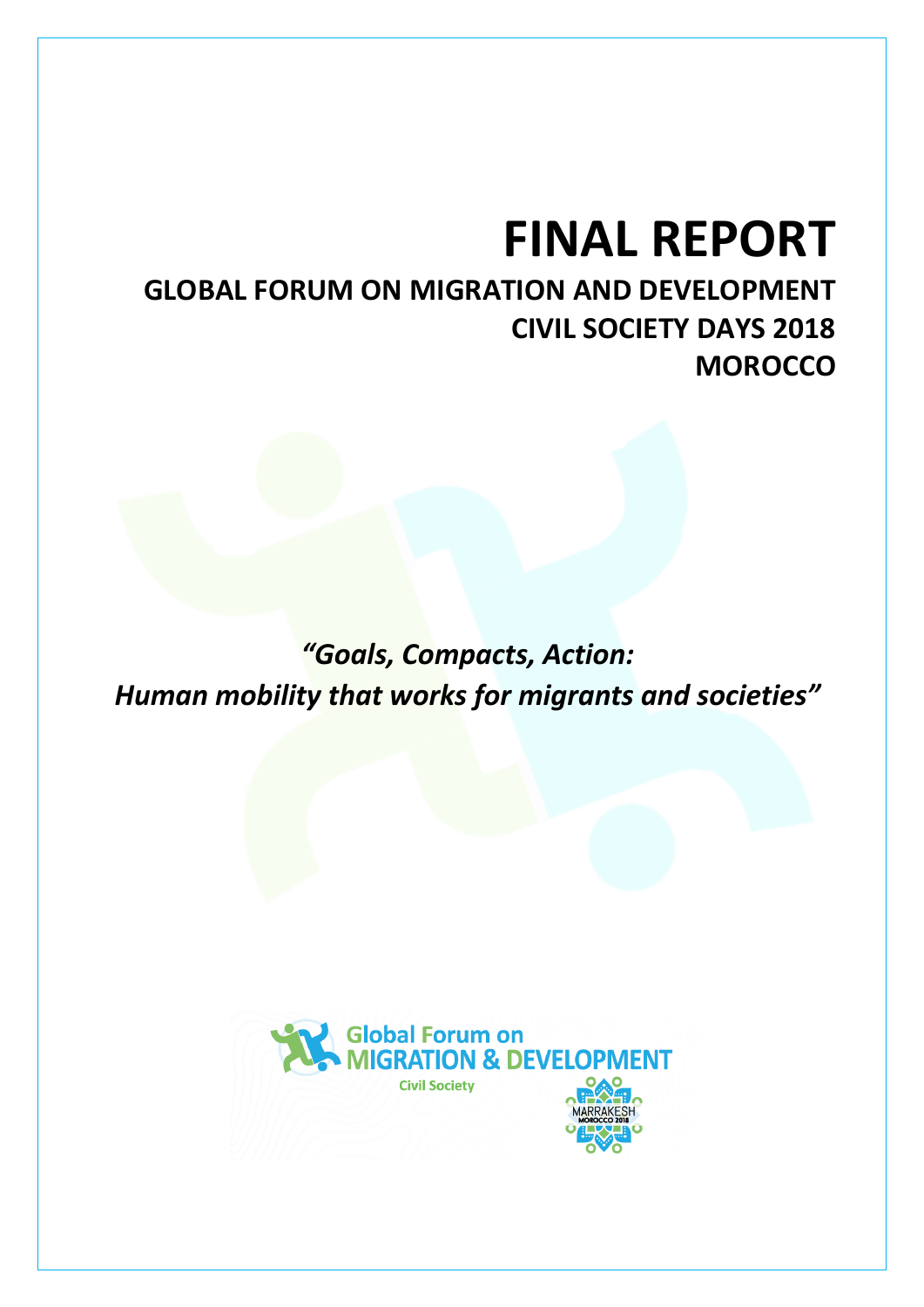# FINAL REPORT

## GLOBAL FORUM ON MIGRATION AND DEVELOPMENT CIVIL SOCIETY DAYS 2018 MOROCCO

***"Goals, Compacts, Action: Human mobility that works for migrants and societies"***

Global Forum on MIGRATION & DEVELOPMENT

Civil Society

MARRAKESH MOROCCO 2018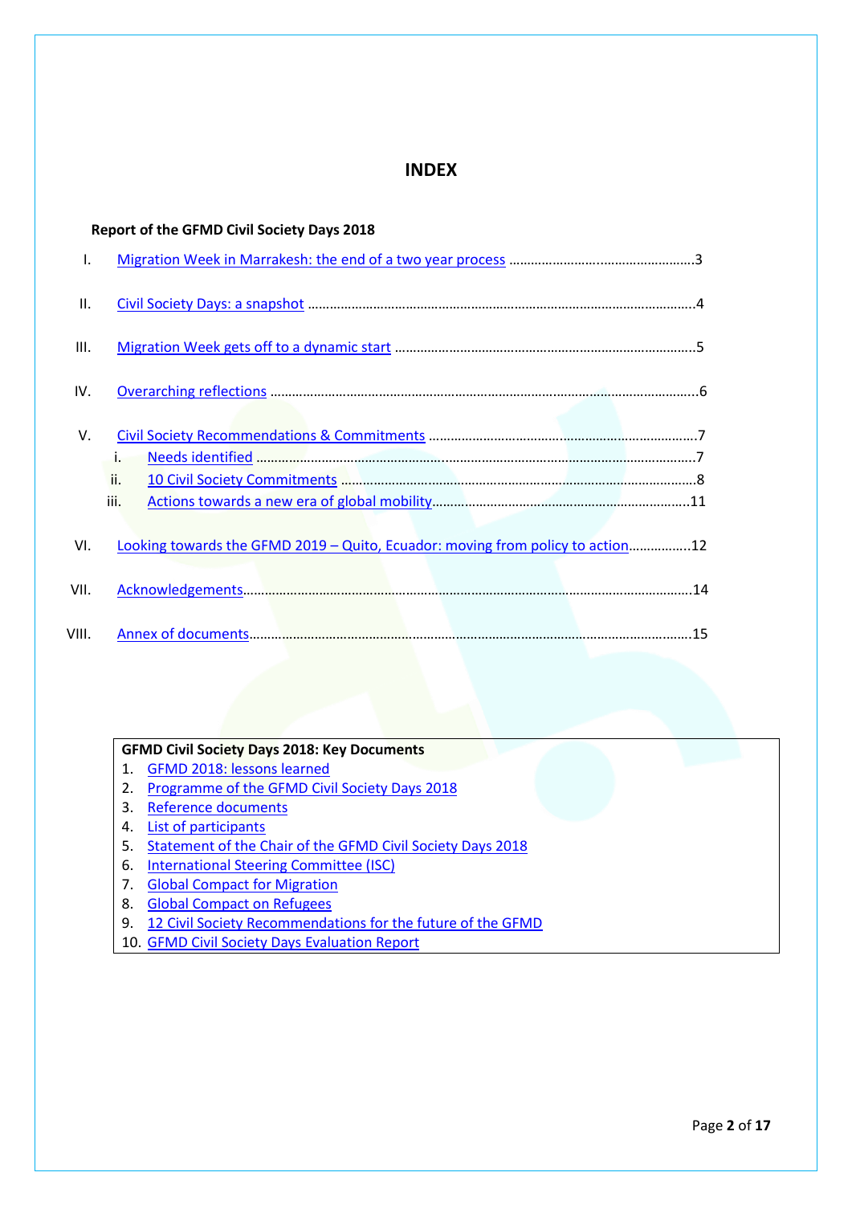# INDEX

**Report of the GFMD Civil Society Days 2018**

I. Migration Week in Marrakesh: the end of a two year process ....................................................3

II. Civil Society Days: a snapshot ..........................................................................................................4

III. Migration Week gets off to a dynamic start ....................................................................................5

IV. Overarching reflections .....................................................................................................................6

V. Civil Society Recommendations & Commitments ............................................................................7
   - i. Needs identified ...........................................................................................................................7
   - ii. 10 Civil Society Commitments ...................................................................................................8
   - iii. Actions towards a new era of global mobility.........................................................................11

VI. Looking towards the GFMD 2019 – Quito, Ecuador: moving from policy to action.................12

VII. Acknowledgements.........................................................................................................................14

VIII. Annex of documents.......................................................................................................................15

**GFMD Civil Society Days 2018: Key Documents**

1. GFMD 2018: lessons learned
2. Programme of the GFMD Civil Society Days 2018
3. Reference documents
4. List of participants
5. Statement of the Chair of the GFMD Civil Society Days 2018
6. International Steering Committee (ISC)
7. Global Compact for Migration
8. Global Compact on Refugees
9. 12 Civil Society Recommendations for the future of the GFMD
10. GFMD Civil Society Days Evaluation Report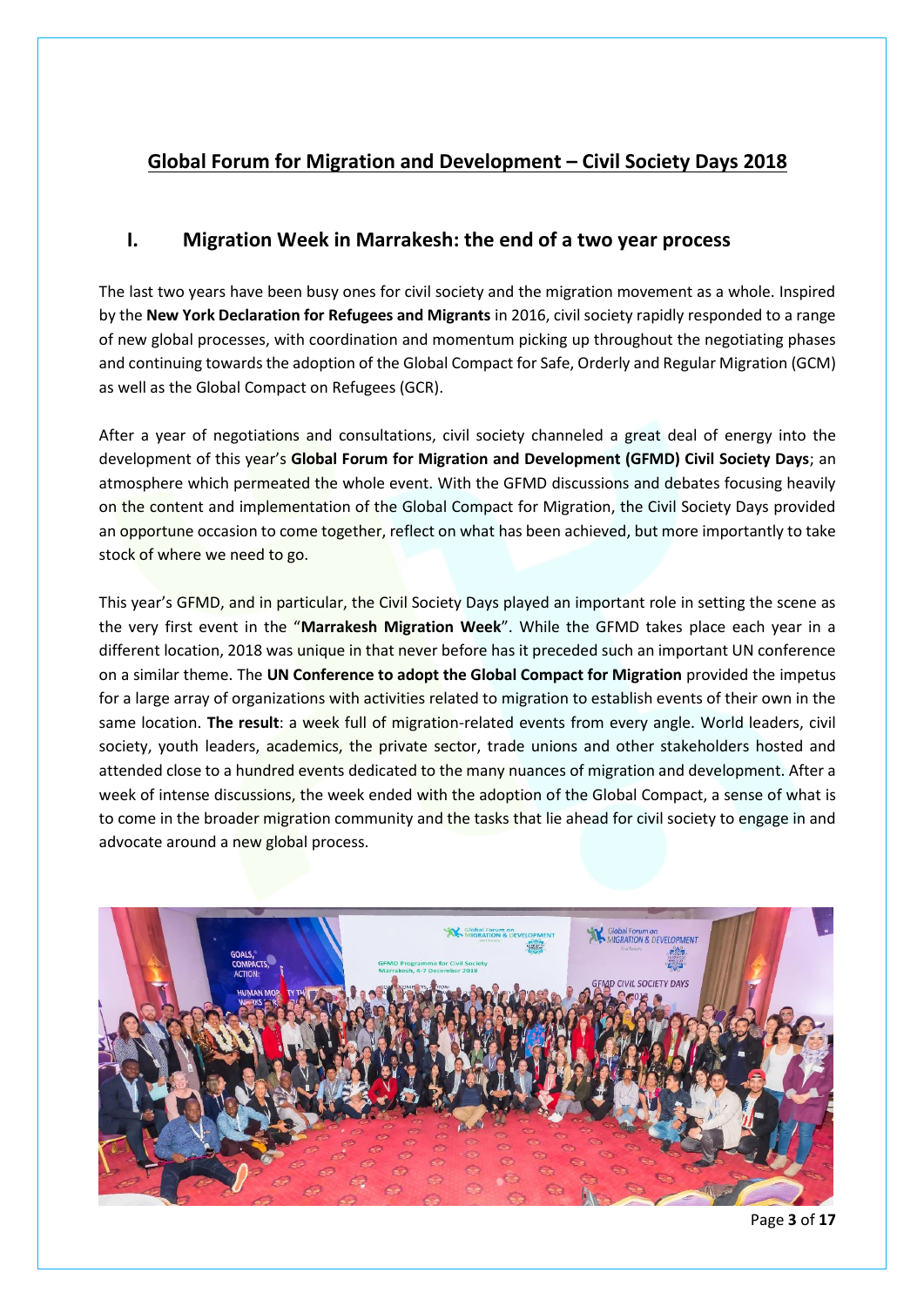# Global Forum for Migration and Development – Civil Society Days 2018

## I. Migration Week in Marrakesh: the end of a two year process

The last two years have been busy ones for civil society and the migration movement as a whole. Inspired by the **New York Declaration for Refugees and Migrants** in 2016, civil society rapidly responded to a range of new global processes, with coordination and momentum picking up throughout the negotiating phases and continuing towards the adoption of the Global Compact for Safe, Orderly and Regular Migration (GCM) as well as the Global Compact on Refugees (GCR).

After a year of negotiations and consultations, civil society channeled a great deal of energy into the development of this year's **Global Forum for Migration and Development (GFMD) Civil Society Days**; an atmosphere which permeated the whole event. With the GFMD discussions and debates focusing heavily on the content and implementation of the Global Compact for Migration, the Civil Society Days provided an opportune occasion to come together, reflect on what has been achieved, but more importantly to take stock of where we need to go.

This year's GFMD, and in particular, the Civil Society Days played an important role in setting the scene as the very first event in the "**Marrakesh Migration Week**". While the GFMD takes place each year in a different location, 2018 was unique in that never before has it preceded such an important UN conference on a similar theme. The **UN Conference to adopt the Global Compact for Migration** provided the impetus for a large array of organizations with activities related to migration to establish events of their own in the same location. **The result**: a week full of migration-related events from every angle. World leaders, civil society, youth leaders, academics, the private sector, trade unions and other stakeholders hosted and attended close to a hundred events dedicated to the many nuances of migration and development. After a week of intense discussions, the week ended with the adoption of the Global Compact, a sense of what is to come in the broader migration community and the tasks that lie ahead for civil society to engage in and advocate around a new global process.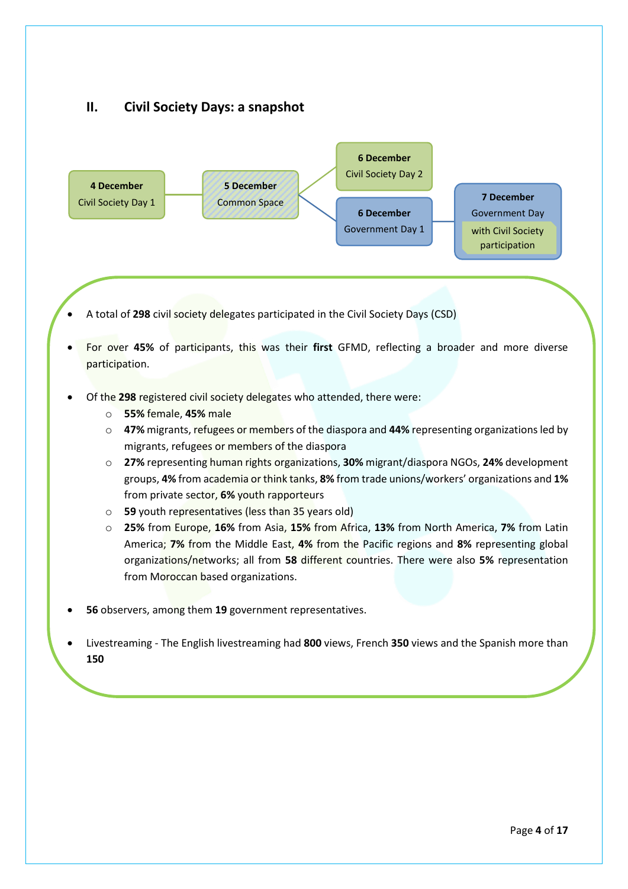## II. Civil Society Days: a snapshot

**4 December**
Civil Society Day 1

**5 December**
Common Space

**6 December**
Civil Society Day 2

**6 December**
Government Day 1

**7 December**
Government Day
with Civil Society participation

- A total of **298** civil society delegates participated in the Civil Society Days (CSD)
- For over **45%** of participants, this was their **first** GFMD, reflecting a broader and more diverse participation.
- Of the **298** registered civil society delegates who attended, there were:
  - **55%** female, **45%** male
  - **47%** migrants, refugees or members of the diaspora and **44%** representing organizations led by migrants, refugees or members of the diaspora
  - **27%** representing human rights organizations, **30%** migrant/diaspora NGOs, **24%** development groups, **4%** from academia or think tanks, **8%** from trade unions/workers' organizations and **1%** from private sector, **6%** youth rapporteurs
  - **59** youth representatives (less than 35 years old)
  - **25%** from Europe, **16%** from Asia, **15%** from Africa, **13%** from North America, **7%** from Latin America; **7%** from the Middle East, **4%** from the Pacific regions and **8%** representing global organizations/networks; all from **58** different countries. There were also **5%** representation from Moroccan based organizations.
- **56** observers, among them **19** government representatives.
- Livestreaming - The English livestreaming had **800** views, French **350** views and the Spanish more than **150**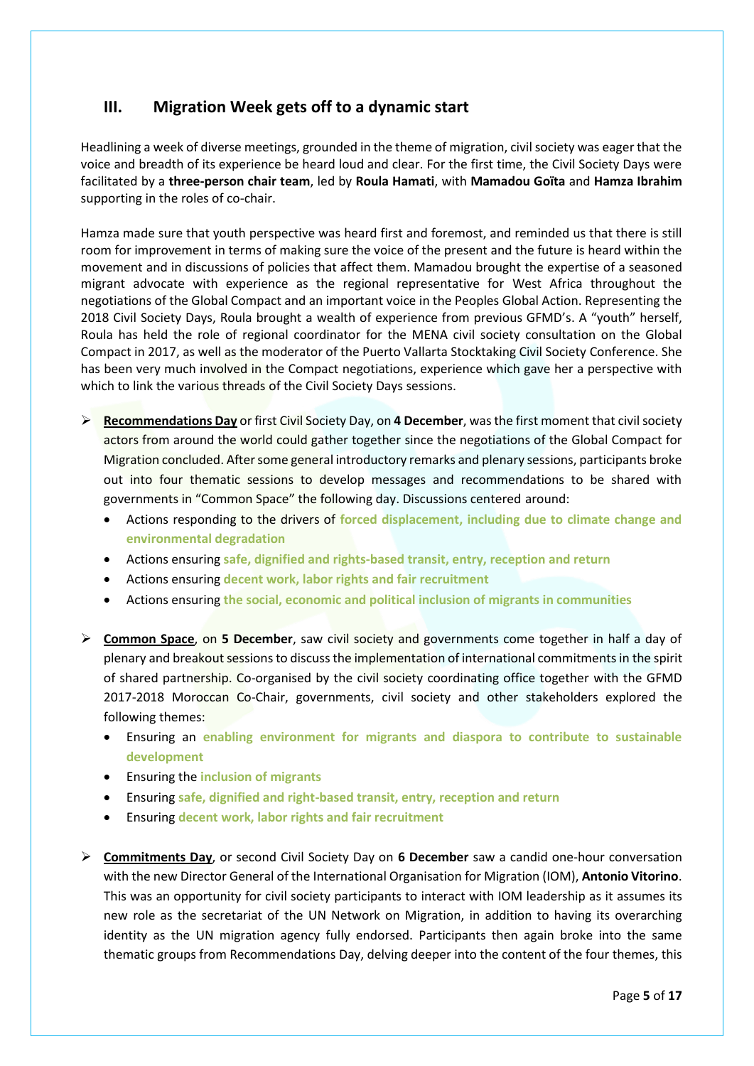## III. Migration Week gets off to a dynamic start

Headlining a week of diverse meetings, grounded in the theme of migration, civil society was eager that the voice and breadth of its experience be heard loud and clear. For the first time, the Civil Society Days were facilitated by a **three-person chair team**, led by **Roula Hamati**, with **Mamadou Goïta** and **Hamza Ibrahim** supporting in the roles of co-chair.

Hamza made sure that youth perspective was heard first and foremost, and reminded us that there is still room for improvement in terms of making sure the voice of the present and the future is heard within the movement and in discussions of policies that affect them. Mamadou brought the expertise of a seasoned migrant advocate with experience as the regional representative for West Africa throughout the negotiations of the Global Compact and an important voice in the Peoples Global Action. Representing the 2018 Civil Society Days, Roula brought a wealth of experience from previous GFMD's. A "youth" herself, Roula has held the role of regional coordinator for the MENA civil society consultation on the Global Compact in 2017, as well as the moderator of the Puerto Vallarta Stocktaking Civil Society Conference. She has been very much involved in the Compact negotiations, experience which gave her a perspective with which to link the various threads of the Civil Society Days sessions.

- **Recommendations Day** or first Civil Society Day, on **4 December**, was the first moment that civil society actors from around the world could gather together since the negotiations of the Global Compact for Migration concluded. After some general introductory remarks and plenary sessions, participants broke out into four thematic sessions to develop messages and recommendations to be shared with governments in "Common Space" the following day. Discussions centered around:
  - Actions responding to the drivers of **forced displacement, including due to climate change and environmental degradation**
  - Actions ensuring **safe, dignified and rights-based transit, entry, reception and return**
  - Actions ensuring **decent work, labor rights and fair recruitment**
  - Actions ensuring **the social, economic and political inclusion of migrants in communities**

- **Common Space**, on **5 December**, saw civil society and governments come together in half a day of plenary and breakout sessions to discuss the implementation of international commitments in the spirit of shared partnership. Co-organised by the civil society coordinating office together with the GFMD 2017-2018 Moroccan Co-Chair, governments, civil society and other stakeholders explored the following themes:
  - Ensuring an **enabling environment for migrants and diaspora to contribute to sustainable development**
  - Ensuring the **inclusion of migrants**
  - Ensuring **safe, dignified and right-based transit, entry, reception and return**
  - Ensuring **decent work, labor rights and fair recruitment**

- **Commitments Day**, or second Civil Society Day on **6 December** saw a candid one-hour conversation with the new Director General of the International Organisation for Migration (IOM), **Antonio Vitorino**. This was an opportunity for civil society participants to interact with IOM leadership as it assumes its new role as the secretariat of the UN Network on Migration, in addition to having its overarching identity as the UN migration agency fully endorsed. Participants then again broke into the same thematic groups from Recommendations Day, delving deeper into the content of the four themes, this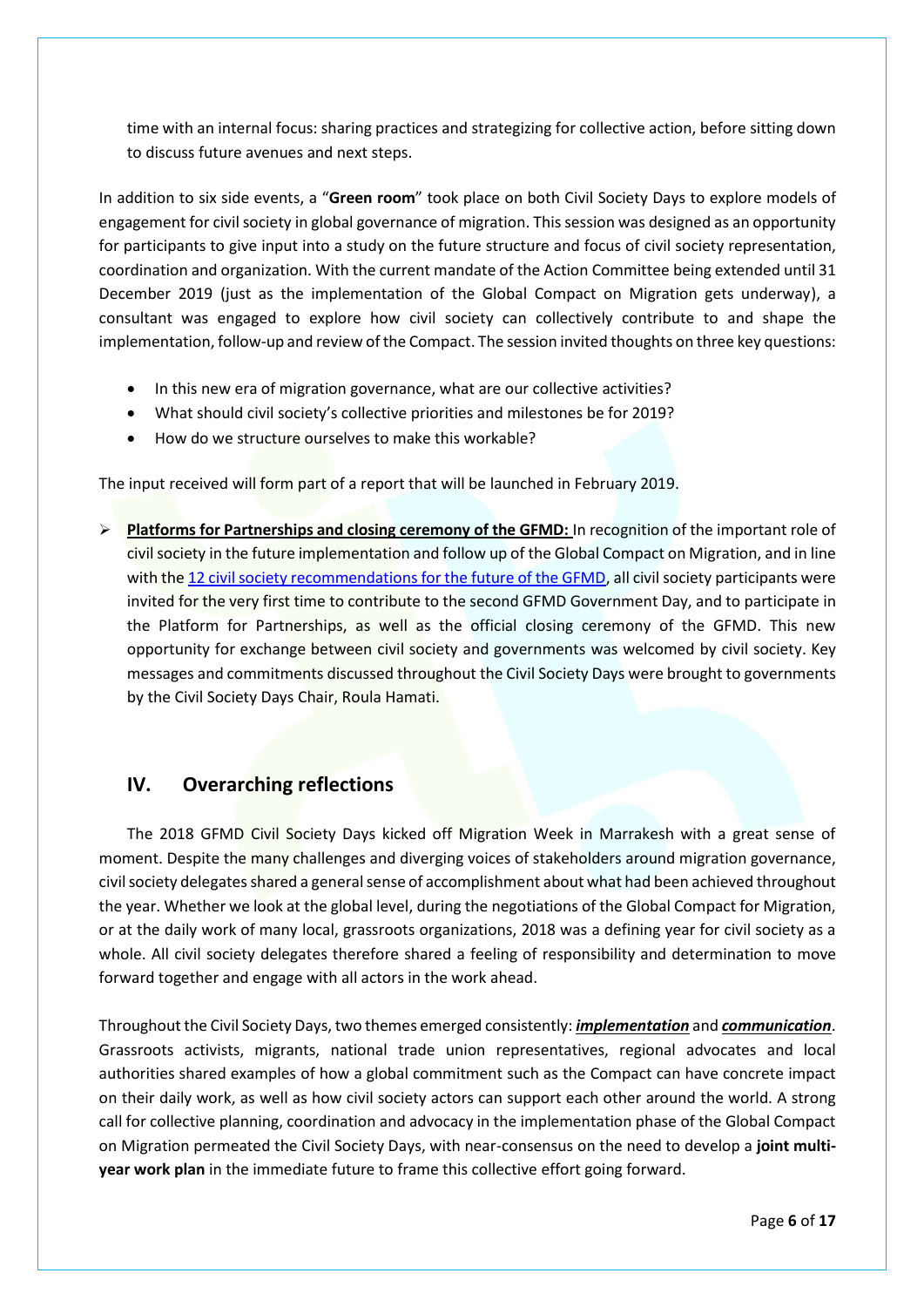time with an internal focus: sharing practices and strategizing for collective action, before sitting down to discuss future avenues and next steps.

In addition to six side events, a "**Green room**" took place on both Civil Society Days to explore models of engagement for civil society in global governance of migration. This session was designed as an opportunity for participants to give input into a study on the future structure and focus of civil society representation, coordination and organization. With the current mandate of the Action Committee being extended until 31 December 2019 (just as the implementation of the Global Compact on Migration gets underway), a consultant was engaged to explore how civil society can collectively contribute to and shape the implementation, follow-up and review of the Compact. The session invited thoughts on three key questions:

- In this new era of migration governance, what are our collective activities?
- What should civil society's collective priorities and milestones be for 2019?
- How do we structure ourselves to make this workable?

The input received will form part of a report that will be launched in February 2019.

- **Platforms for Partnerships and closing ceremony of the GFMD:** In recognition of the important role of civil society in the future implementation and follow up of the Global Compact on Migration, and in line with the 12 civil society recommendations for the future of the GFMD, all civil society participants were invited for the very first time to contribute to the second GFMD Government Day, and to participate in the Platform for Partnerships, as well as the official closing ceremony of the GFMD. This new opportunity for exchange between civil society and governments was welcomed by civil society. Key messages and commitments discussed throughout the Civil Society Days were brought to governments by the Civil Society Days Chair, Roula Hamati.

## IV. Overarching reflections

The 2018 GFMD Civil Society Days kicked off Migration Week in Marrakesh with a great sense of moment. Despite the many challenges and diverging voices of stakeholders around migration governance, civil society delegates shared a general sense of accomplishment about what had been achieved throughout the year. Whether we look at the global level, during the negotiations of the Global Compact for Migration, or at the daily work of many local, grassroots organizations, 2018 was a defining year for civil society as a whole. All civil society delegates therefore shared a feeling of responsibility and determination to move forward together and engage with all actors in the work ahead.

Throughout the Civil Society Days, two themes emerged consistently: ***implementation*** and ***communication***. Grassroots activists, migrants, national trade union representatives, regional advocates and local authorities shared examples of how a global commitment such as the Compact can have concrete impact on their daily work, as well as how civil society actors can support each other around the world. A strong call for collective planning, coordination and advocacy in the implementation phase of the Global Compact on Migration permeated the Civil Society Days, with near-consensus on the need to develop a **joint multi-year work plan** in the immediate future to frame this collective effort going forward.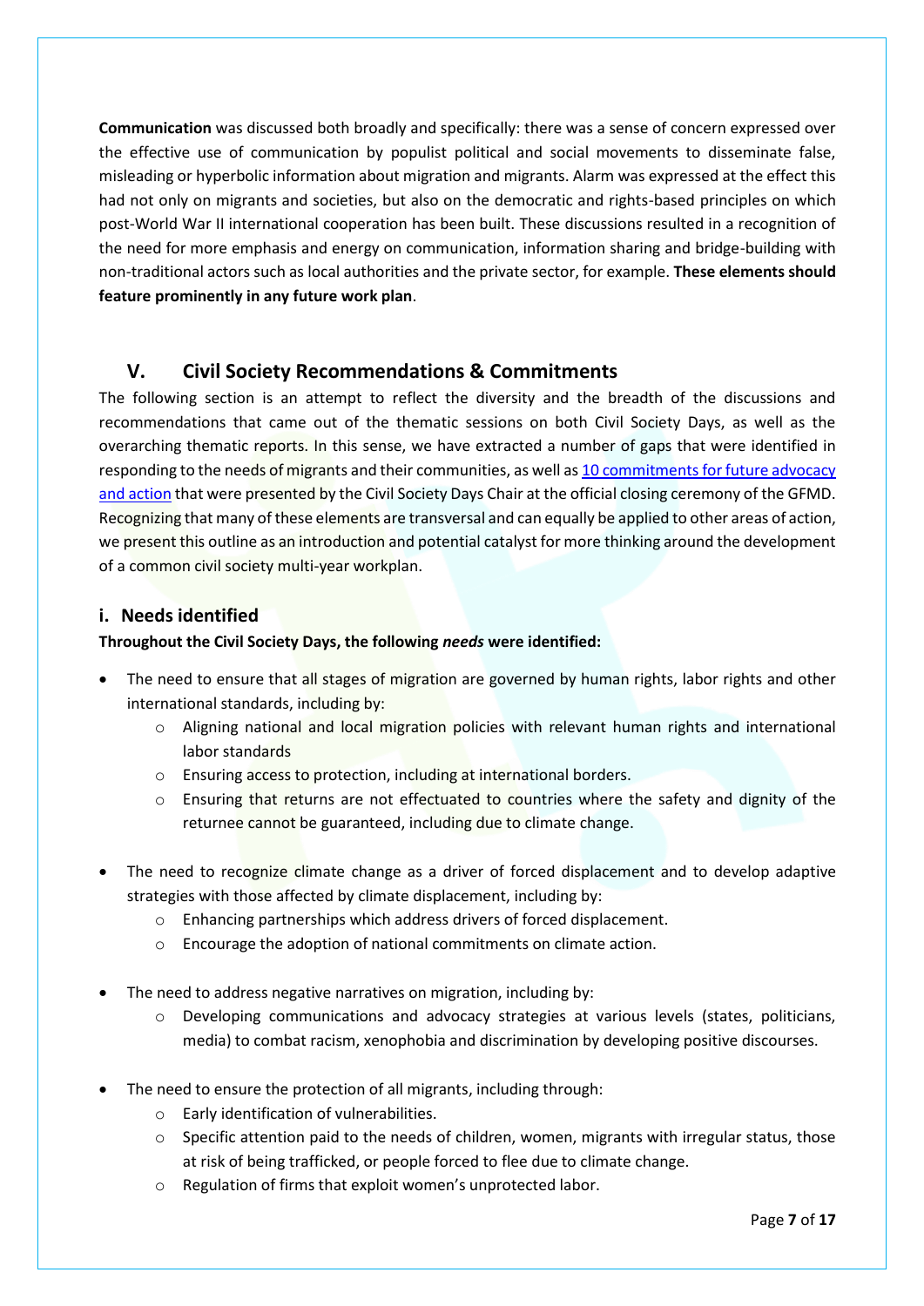**Communication** was discussed both broadly and specifically: there was a sense of concern expressed over the effective use of communication by populist political and social movements to disseminate false, misleading or hyperbolic information about migration and migrants. Alarm was expressed at the effect this had not only on migrants and societies, but also on the democratic and rights-based principles on which post-World War II international cooperation has been built. These discussions resulted in a recognition of the need for more emphasis and energy on communication, information sharing and bridge-building with non-traditional actors such as local authorities and the private sector, for example. **These elements should feature prominently in any future work plan**.

## V. Civil Society Recommendations & Commitments

The following section is an attempt to reflect the diversity and the breadth of the discussions and recommendations that came out of the thematic sessions on both Civil Society Days, as well as the overarching thematic reports. In this sense, we have extracted a number of gaps that were identified in responding to the needs of migrants and their communities, as well as 10 commitments for future advocacy and action that were presented by the Civil Society Days Chair at the official closing ceremony of the GFMD. Recognizing that many of these elements are transversal and can equally be applied to other areas of action, we present this outline as an introduction and potential catalyst for more thinking around the development of a common civil society multi-year workplan.

### i. Needs identified

**Throughout the Civil Society Days, the following *needs* were identified:**

- The need to ensure that all stages of migration are governed by human rights, labor rights and other international standards, including by:
    - Aligning national and local migration policies with relevant human rights and international labor standards
    - Ensuring access to protection, including at international borders.
    - Ensuring that returns are not effectuated to countries where the safety and dignity of the returnee cannot be guaranteed, including due to climate change.

- The need to recognize climate change as a driver of forced displacement and to develop adaptive strategies with those affected by climate displacement, including by:
    - Enhancing partnerships which address drivers of forced displacement.
    - Encourage the adoption of national commitments on climate action.

- The need to address negative narratives on migration, including by:
    - Developing communications and advocacy strategies at various levels (states, politicians, media) to combat racism, xenophobia and discrimination by developing positive discourses.

- The need to ensure the protection of all migrants, including through:
    - Early identification of vulnerabilities.
    - Specific attention paid to the needs of children, women, migrants with irregular status, those at risk of being trafficked, or people forced to flee due to climate change.
    - Regulation of firms that exploit women's unprotected labor.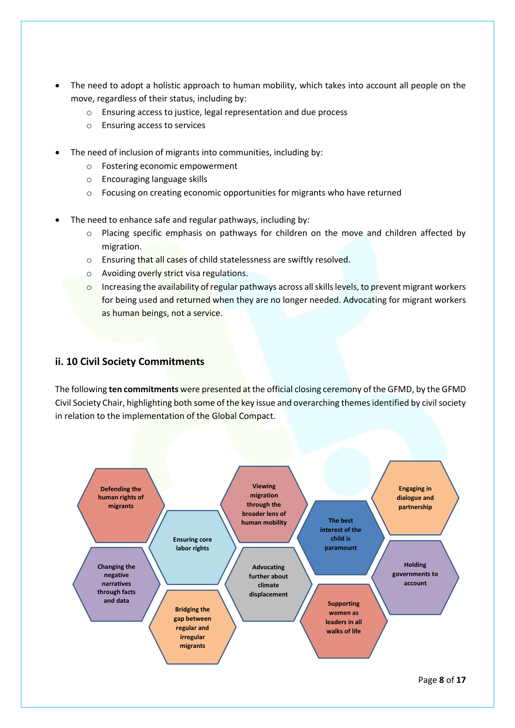- The need to adopt a holistic approach to human mobility, which takes into account all people on the move, regardless of their status, including by:
  - Ensuring access to justice, legal representation and due process
  - Ensuring access to services

- The need of inclusion of migrants into communities, including by:
  - Fostering economic empowerment
  - Encouraging language skills
  - Focusing on creating economic opportunities for migrants who have returned

- The need to enhance safe and regular pathways, including by:
  - Placing specific emphasis on pathways for children on the move and children affected by migration.
  - Ensuring that all cases of child statelessness are swiftly resolved.
  - Avoiding overly strict visa regulations.
  - Increasing the availability of regular pathways across all skills levels, to prevent migrant workers for being used and returned when they are no longer needed. Advocating for migrant workers as human beings, not a service.

## ii. 10 Civil Society Commitments

The following **ten commitments** were presented at the official closing ceremony of the GFMD, by the GFMD Civil Society Chair, highlighting both some of the key issue and overarching themes identified by civil society in relation to the implementation of the Global Compact.

- Defending the human rights of migrants
- Changing the negative narratives through facts and data
- Ensuring core labor rights
- Bridging the gap between regular and irregular migrants
- Viewing migration through the broader lens of human mobility
- Advocating further about climate displacement
- The best interest of the child is paramount
- Supporting women as leaders in all walks of life
- Engaging in dialogue and partnership
- Holding governments to account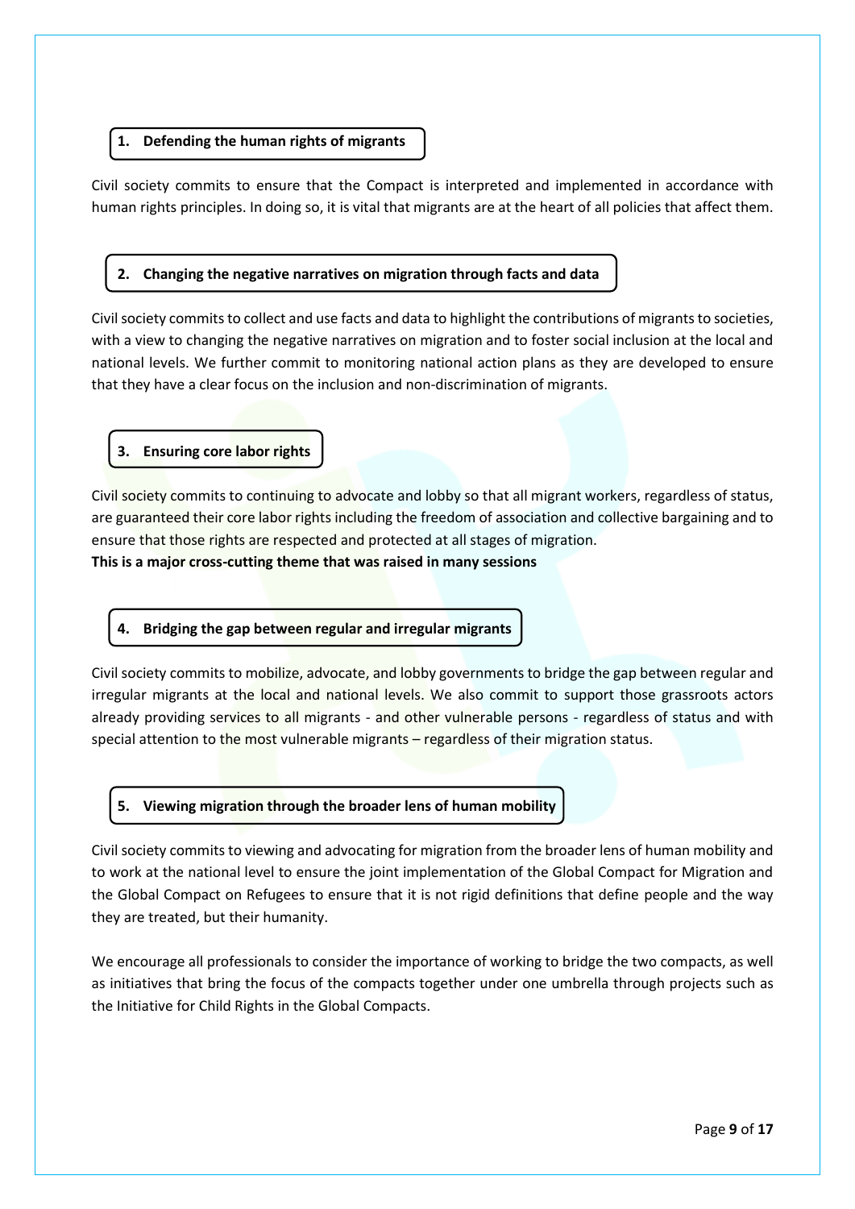### 1. Defending the human rights of migrants

Civil society commits to ensure that the Compact is interpreted and implemented in accordance with human rights principles. In doing so, it is vital that migrants are at the heart of all policies that affect them.

### 2. Changing the negative narratives on migration through facts and data

Civil society commits to collect and use facts and data to highlight the contributions of migrants to societies, with a view to changing the negative narratives on migration and to foster social inclusion at the local and national levels. We further commit to monitoring national action plans as they are developed to ensure that they have a clear focus on the inclusion and non-discrimination of migrants.

### 3. Ensuring core labor rights

Civil society commits to continuing to advocate and lobby so that all migrant workers, regardless of status, are guaranteed their core labor rights including the freedom of association and collective bargaining and to ensure that those rights are respected and protected at all stages of migration.
**This is a major cross-cutting theme that was raised in many sessions**

### 4. Bridging the gap between regular and irregular migrants

Civil society commits to mobilize, advocate, and lobby governments to bridge the gap between regular and irregular migrants at the local and national levels. We also commit to support those grassroots actors already providing services to all migrants - and other vulnerable persons - regardless of status and with special attention to the most vulnerable migrants – regardless of their migration status.

### 5. Viewing migration through the broader lens of human mobility

Civil society commits to viewing and advocating for migration from the broader lens of human mobility and to work at the national level to ensure the joint implementation of the Global Compact for Migration and the Global Compact on Refugees to ensure that it is not rigid definitions that define people and the way they are treated, but their humanity.

We encourage all professionals to consider the importance of working to bridge the two compacts, as well as initiatives that bring the focus of the compacts together under one umbrella through projects such as the Initiative for Child Rights in the Global Compacts.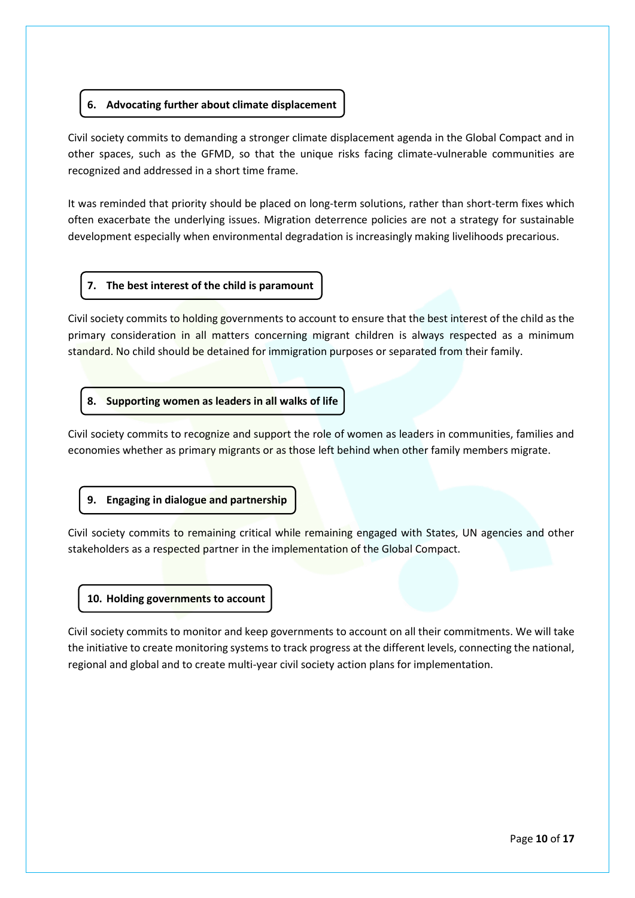### 6. Advocating further about climate displacement

Civil society commits to demanding a stronger climate displacement agenda in the Global Compact and in other spaces, such as the GFMD, so that the unique risks facing climate-vulnerable communities are recognized and addressed in a short time frame.

It was reminded that priority should be placed on long-term solutions, rather than short-term fixes which often exacerbate the underlying issues. Migration deterrence policies are not a strategy for sustainable development especially when environmental degradation is increasingly making livelihoods precarious.

### 7. The best interest of the child is paramount

Civil society commits to holding governments to account to ensure that the best interest of the child as the primary consideration in all matters concerning migrant children is always respected as a minimum standard. No child should be detained for immigration purposes or separated from their family.

### 8. Supporting women as leaders in all walks of life

Civil society commits to recognize and support the role of women as leaders in communities, families and economies whether as primary migrants or as those left behind when other family members migrate.

### 9. Engaging in dialogue and partnership

Civil society commits to remaining critical while remaining engaged with States, UN agencies and other stakeholders as a respected partner in the implementation of the Global Compact.

### 10. Holding governments to account

Civil society commits to monitor and keep governments to account on all their commitments. We will take the initiative to create monitoring systems to track progress at the different levels, connecting the national, regional and global and to create multi-year civil society action plans for implementation.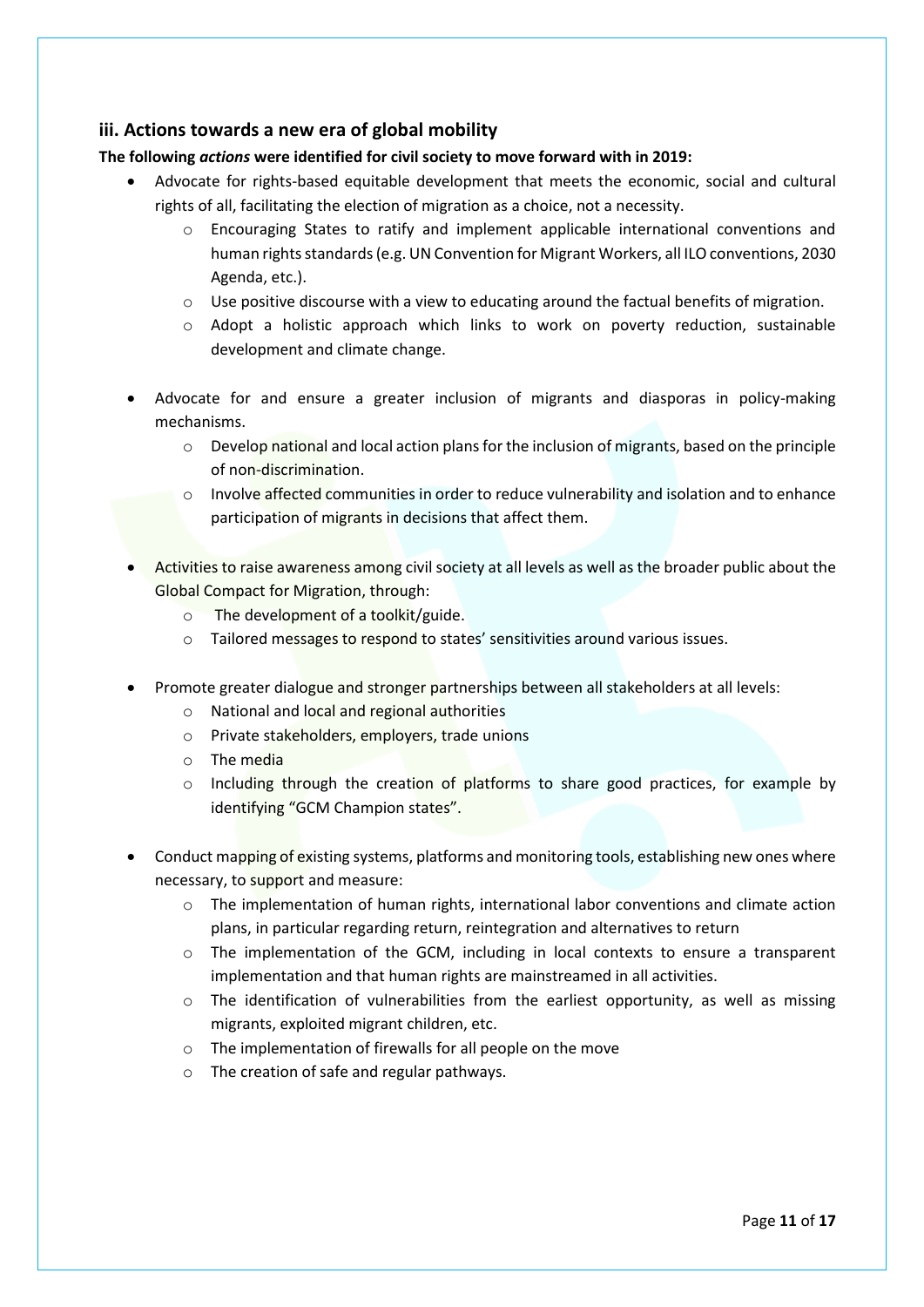### iii. Actions towards a new era of global mobility

**The following *actions* were identified for civil society to move forward with in 2019:**

- Advocate for rights-based equitable development that meets the economic, social and cultural rights of all, facilitating the election of migration as a choice, not a necessity.
    - Encouraging States to ratify and implement applicable international conventions and human rights standards (e.g. UN Convention for Migrant Workers, all ILO conventions, 2030 Agenda, etc.).
    - Use positive discourse with a view to educating around the factual benefits of migration.
    - Adopt a holistic approach which links to work on poverty reduction, sustainable development and climate change.

- Advocate for and ensure a greater inclusion of migrants and diasporas in policy-making mechanisms.
    - Develop national and local action plans for the inclusion of migrants, based on the principle of non-discrimination.
    - Involve affected communities in order to reduce vulnerability and isolation and to enhance participation of migrants in decisions that affect them.

- Activities to raise awareness among civil society at all levels as well as the broader public about the Global Compact for Migration, through:
    - The development of a toolkit/guide.
    - Tailored messages to respond to states' sensitivities around various issues.

- Promote greater dialogue and stronger partnerships between all stakeholders at all levels:
    - National and local and regional authorities
    - Private stakeholders, employers, trade unions
    - The media
    - Including through the creation of platforms to share good practices, for example by identifying "GCM Champion states".

- Conduct mapping of existing systems, platforms and monitoring tools, establishing new ones where necessary, to support and measure:
    - The implementation of human rights, international labor conventions and climate action plans, in particular regarding return, reintegration and alternatives to return
    - The implementation of the GCM, including in local contexts to ensure a transparent implementation and that human rights are mainstreamed in all activities.
    - The identification of vulnerabilities from the earliest opportunity, as well as missing migrants, exploited migrant children, etc.
    - The implementation of firewalls for all people on the move
    - The creation of safe and regular pathways.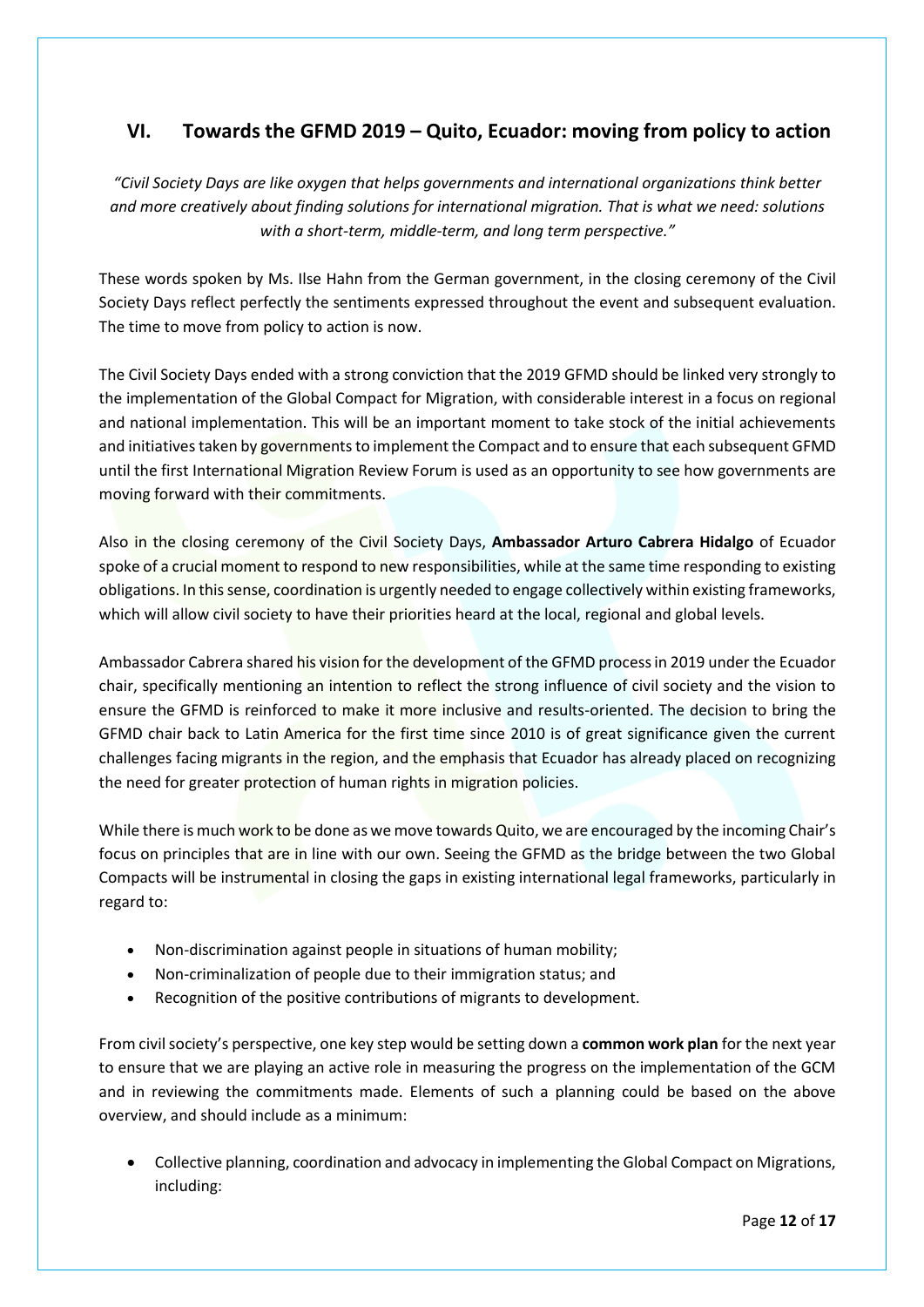## VI. Towards the GFMD 2019 – Quito, Ecuador: moving from policy to action

*"Civil Society Days are like oxygen that helps governments and international organizations think better and more creatively about finding solutions for international migration. That is what we need: solutions with a short-term, middle-term, and long term perspective."*

These words spoken by Ms. Ilse Hahn from the German government, in the closing ceremony of the Civil Society Days reflect perfectly the sentiments expressed throughout the event and subsequent evaluation. The time to move from policy to action is now.

The Civil Society Days ended with a strong conviction that the 2019 GFMD should be linked very strongly to the implementation of the Global Compact for Migration, with considerable interest in a focus on regional and national implementation. This will be an important moment to take stock of the initial achievements and initiatives taken by governments to implement the Compact and to ensure that each subsequent GFMD until the first International Migration Review Forum is used as an opportunity to see how governments are moving forward with their commitments.

Also in the closing ceremony of the Civil Society Days, **Ambassador Arturo Cabrera Hidalgo** of Ecuador spoke of a crucial moment to respond to new responsibilities, while at the same time responding to existing obligations. In this sense, coordination is urgently needed to engage collectively within existing frameworks, which will allow civil society to have their priorities heard at the local, regional and global levels.

Ambassador Cabrera shared his vision for the development of the GFMD process in 2019 under the Ecuador chair, specifically mentioning an intention to reflect the strong influence of civil society and the vision to ensure the GFMD is reinforced to make it more inclusive and results-oriented. The decision to bring the GFMD chair back to Latin America for the first time since 2010 is of great significance given the current challenges facing migrants in the region, and the emphasis that Ecuador has already placed on recognizing the need for greater protection of human rights in migration policies.

While there is much work to be done as we move towards Quito, we are encouraged by the incoming Chair's focus on principles that are in line with our own. Seeing the GFMD as the bridge between the two Global Compacts will be instrumental in closing the gaps in existing international legal frameworks, particularly in regard to:

- Non-discrimination against people in situations of human mobility;
- Non-criminalization of people due to their immigration status; and
- Recognition of the positive contributions of migrants to development.

From civil society's perspective, one key step would be setting down a **common work plan** for the next year to ensure that we are playing an active role in measuring the progress on the implementation of the GCM and in reviewing the commitments made. Elements of such a planning could be based on the above overview, and should include as a minimum:

- Collective planning, coordination and advocacy in implementing the Global Compact on Migrations, including: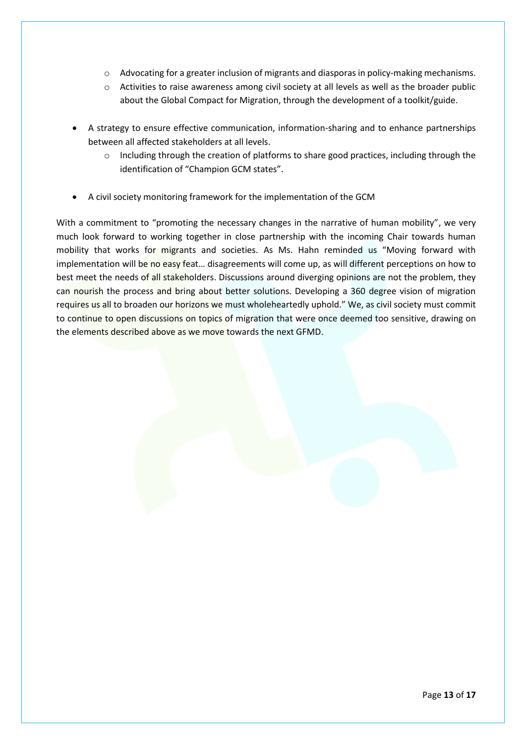- Advocating for a greater inclusion of migrants and diasporas in policy-making mechanisms.
  - Activities to raise awareness among civil society at all levels as well as the broader public about the Global Compact for Migration, through the development of a toolkit/guide.

- A strategy to ensure effective communication, information-sharing and to enhance partnerships between all affected stakeholders at all levels.
  - Including through the creation of platforms to share good practices, including through the identification of "Champion GCM states".

- A civil society monitoring framework for the implementation of the GCM

With a commitment to "promoting the necessary changes in the narrative of human mobility", we very much look forward to working together in close partnership with the incoming Chair towards human mobility that works for migrants and societies. As Ms. Hahn reminded us "Moving forward with implementation will be no easy feat… disagreements will come up, as will different perceptions on how to best meet the needs of all stakeholders. Discussions around diverging opinions are not the problem, they can nourish the process and bring about better solutions. Developing a 360 degree vision of migration requires us all to broaden our horizons we must wholeheartedly uphold." We, as civil society must commit to continue to open discussions on topics of migration that were once deemed too sensitive, drawing on the elements described above as we move towards the next GFMD.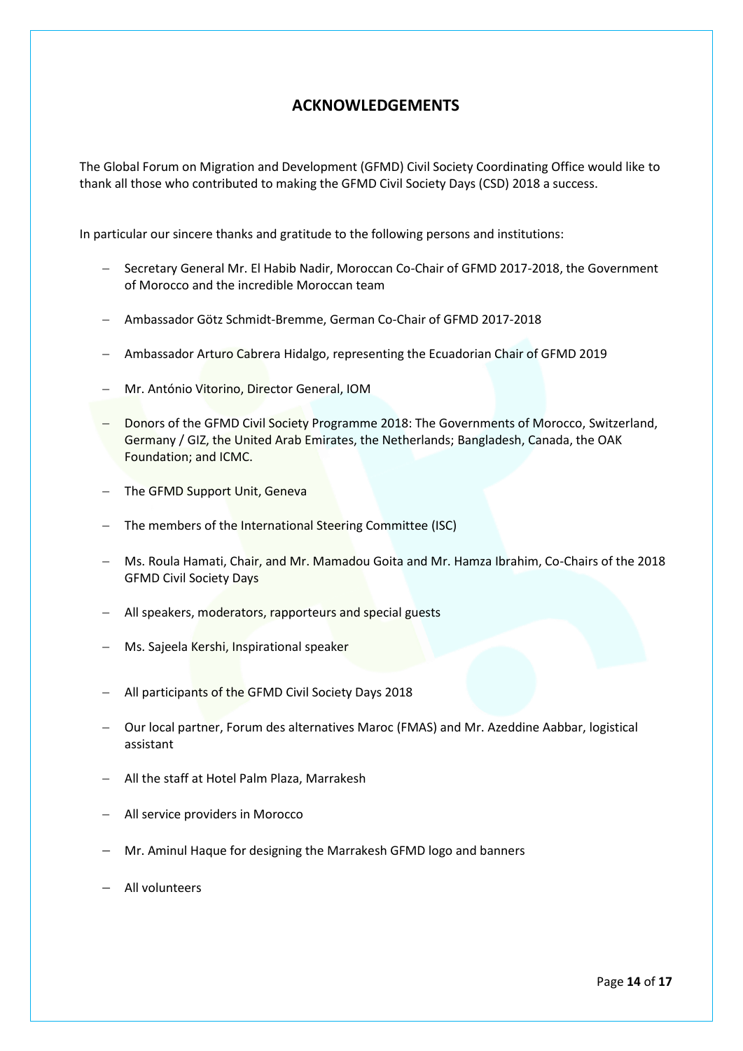## ACKNOWLEDGEMENTS

The Global Forum on Migration and Development (GFMD) Civil Society Coordinating Office would like to thank all those who contributed to making the GFMD Civil Society Days (CSD) 2018 a success.

In particular our sincere thanks and gratitude to the following persons and institutions:

- Secretary General Mr. El Habib Nadir, Moroccan Co-Chair of GFMD 2017-2018, the Government of Morocco and the incredible Moroccan team
- Ambassador Götz Schmidt-Bremme, German Co-Chair of GFMD 2017-2018
- Ambassador Arturo Cabrera Hidalgo, representing the Ecuadorian Chair of GFMD 2019
- Mr. António Vitorino, Director General, IOM
- Donors of the GFMD Civil Society Programme 2018: The Governments of Morocco, Switzerland, Germany / GIZ, the United Arab Emirates, the Netherlands; Bangladesh, Canada, the OAK Foundation; and ICMC.
- The GFMD Support Unit, Geneva
- The members of the International Steering Committee (ISC)
- Ms. Roula Hamati, Chair, and Mr. Mamadou Goita and Mr. Hamza Ibrahim, Co-Chairs of the 2018 GFMD Civil Society Days
- All speakers, moderators, rapporteurs and special guests
- Ms. Sajeela Kershi, Inspirational speaker
- All participants of the GFMD Civil Society Days 2018
- Our local partner, Forum des alternatives Maroc (FMAS) and Mr. Azeddine Aabbar, logistical assistant
- All the staff at Hotel Palm Plaza, Marrakesh
- All service providers in Morocco
- Mr. Aminul Haque for designing the Marrakesh GFMD logo and banners
- All volunteers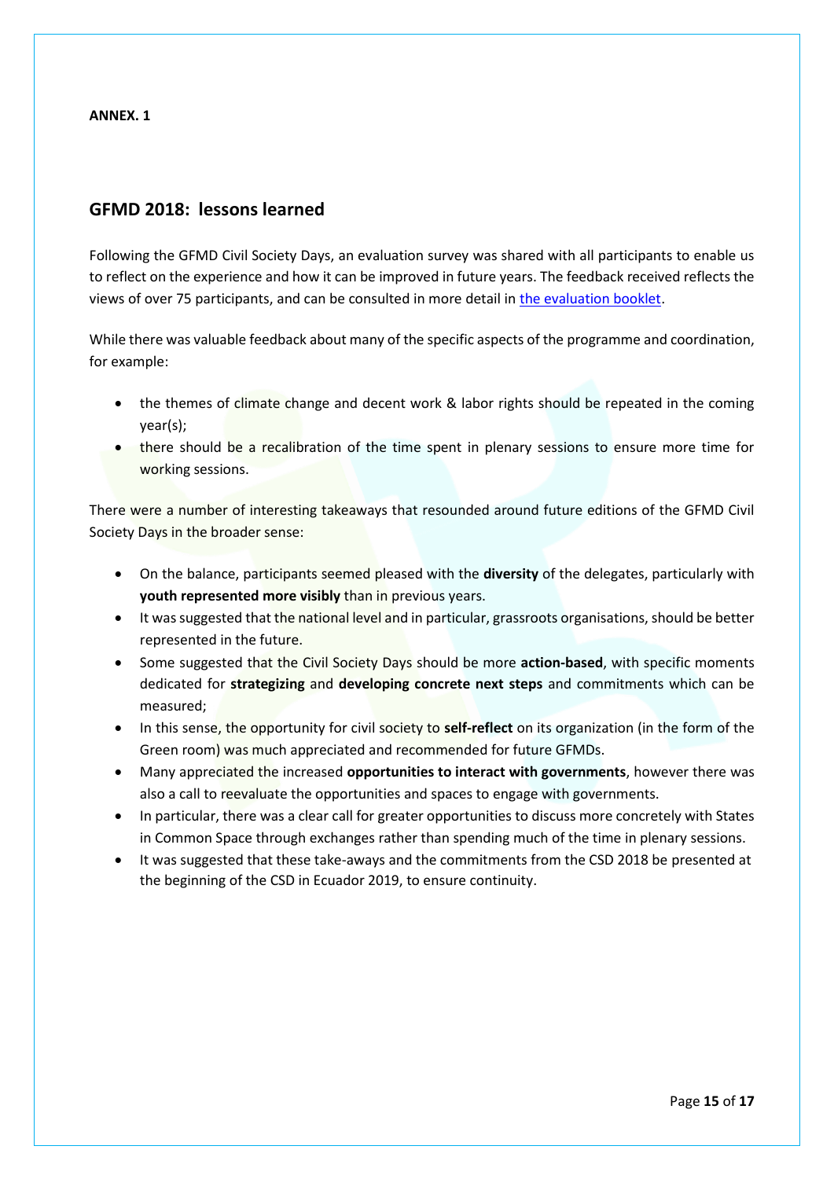**ANNEX. 1**

## GFMD 2018: lessons learned

Following the GFMD Civil Society Days, an evaluation survey was shared with all participants to enable us to reflect on the experience and how it can be improved in future years. The feedback received reflects the views of over 75 participants, and can be consulted in more detail in the evaluation booklet.

While there was valuable feedback about many of the specific aspects of the programme and coordination, for example:

- the themes of climate change and decent work & labor rights should be repeated in the coming year(s);
- there should be a recalibration of the time spent in plenary sessions to ensure more time for working sessions.

There were a number of interesting takeaways that resounded around future editions of the GFMD Civil Society Days in the broader sense:

- On the balance, participants seemed pleased with the **diversity** of the delegates, particularly with **youth represented more visibly** than in previous years.
- It was suggested that the national level and in particular, grassroots organisations, should be better represented in the future.
- Some suggested that the Civil Society Days should be more **action-based**, with specific moments dedicated for **strategizing** and **developing concrete next steps** and commitments which can be measured;
- In this sense, the opportunity for civil society to **self-reflect** on its organization (in the form of the Green room) was much appreciated and recommended for future GFMDs.
- Many appreciated the increased **opportunities to interact with governments**, however there was also a call to reevaluate the opportunities and spaces to engage with governments.
- In particular, there was a clear call for greater opportunities to discuss more concretely with States in Common Space through exchanges rather than spending much of the time in plenary sessions.
- It was suggested that these take-aways and the commitments from the CSD 2018 be presented at the beginning of the CSD in Ecuador 2019, to ensure continuity.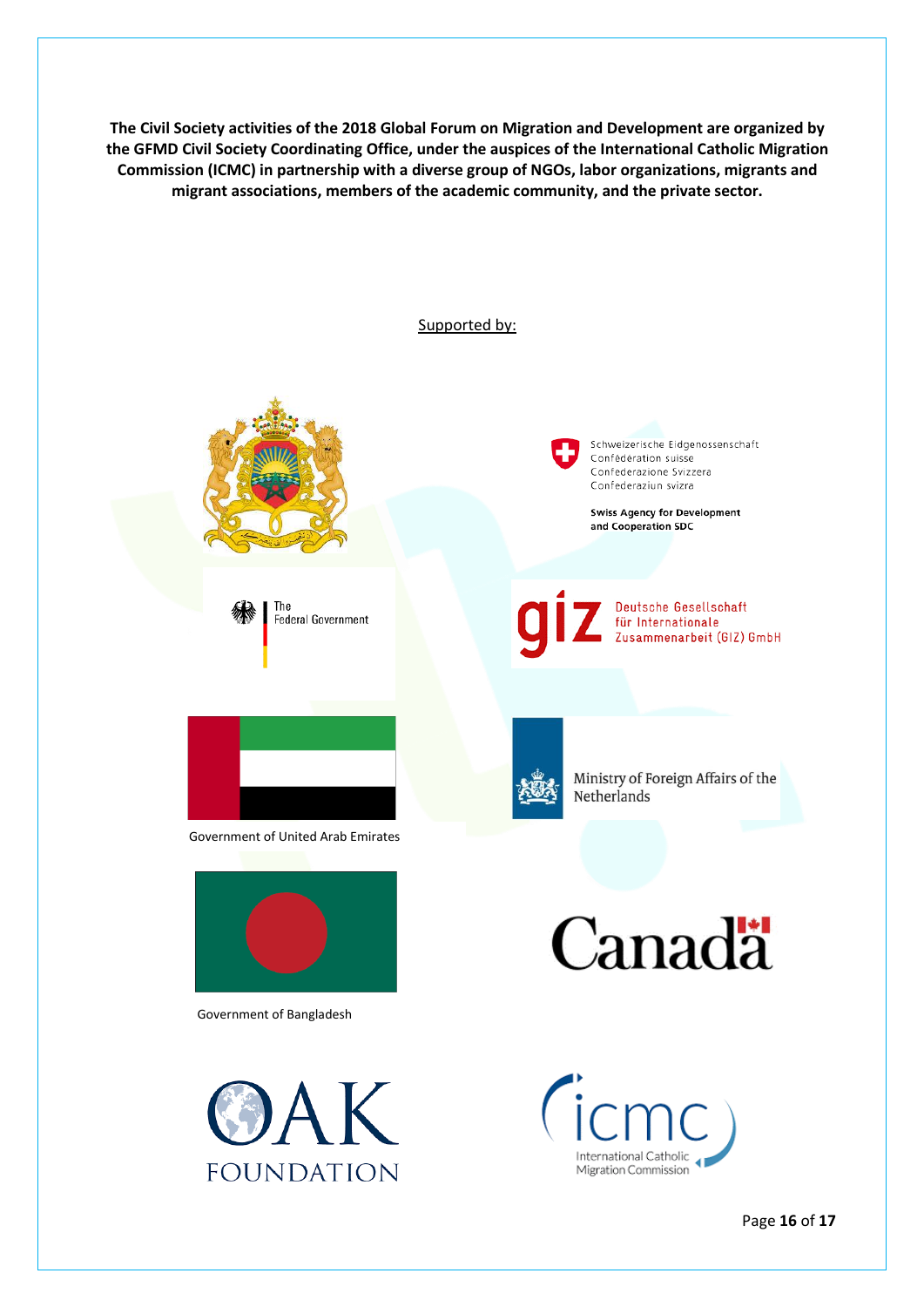**The Civil Society activities of the 2018 Global Forum on Migration and Development are organized by the GFMD Civil Society Coordinating Office, under the auspices of the International Catholic Migration Commission (ICMC) in partnership with a diverse group of NGOs, labor organizations, migrants and migrant associations, members of the academic community, and the private sector.**

Supported by:

Schweizerische Eidgenossenschaft
Confédération suisse
Confederazione Svizzera
Confederaziun svizra

**Swiss Agency for Development and Cooperation SDC**

The Federal Government

Deutsche Gesellschaft für Internationale Zusammenarbeit (GIZ) GmbH

Government of United Arab Emirates

Ministry of Foreign Affairs of the Netherlands

Government of Bangladesh

Canada

OAK FOUNDATION

icmc
International Catholic Migration Commission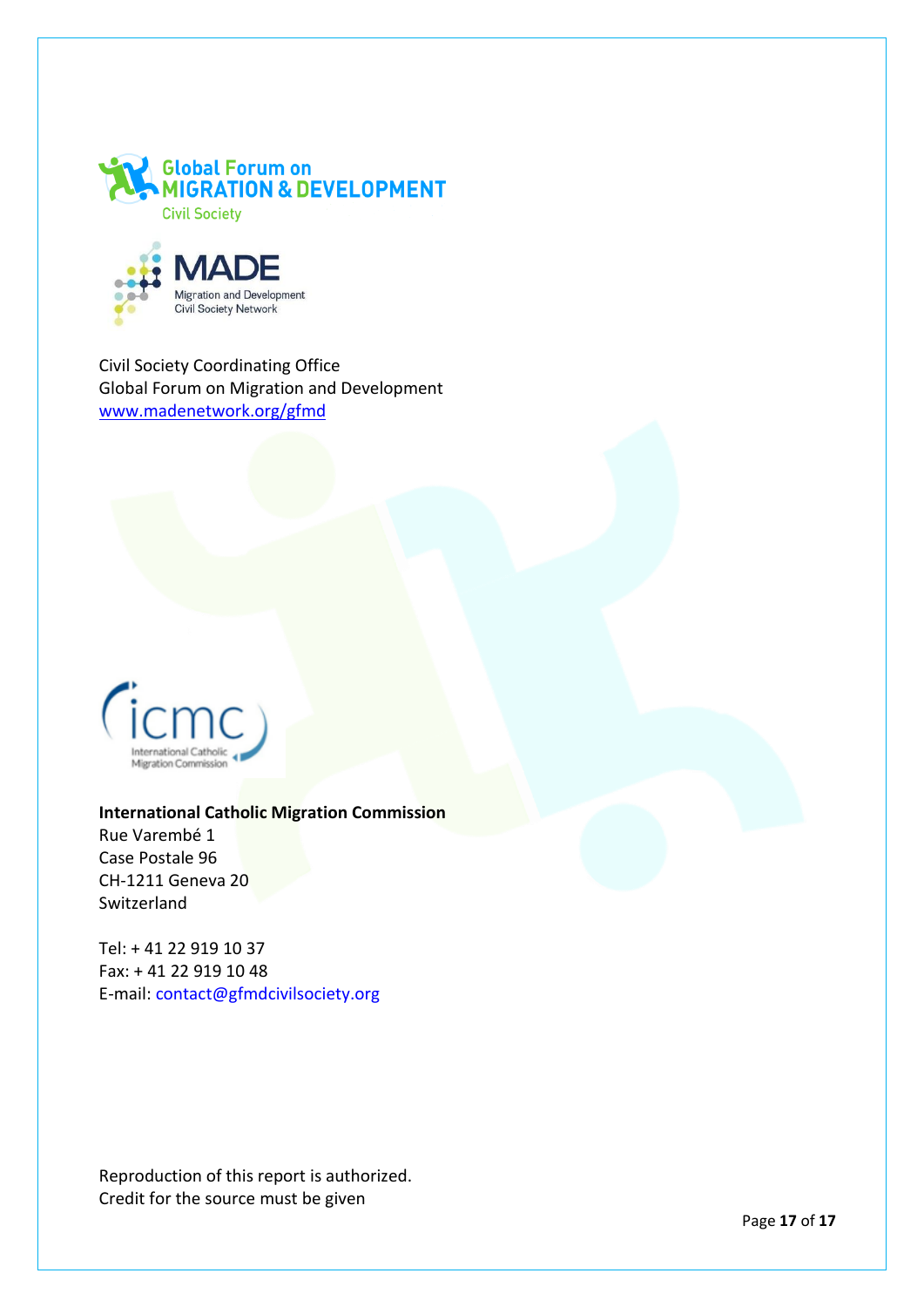Civil Society Coordinating Office
Global Forum on Migration and Development
www.madenetwork.org/gfmd

**International Catholic Migration Commission**
Rue Varembé 1
Case Postale 96
CH-1211 Geneva 20
Switzerland

Tel: + 41 22 919 10 37
Fax: + 41 22 919 10 48
E-mail: contact@gfmdcivilsociety.org

Reproduction of this report is authorized.
Credit for the source must be given